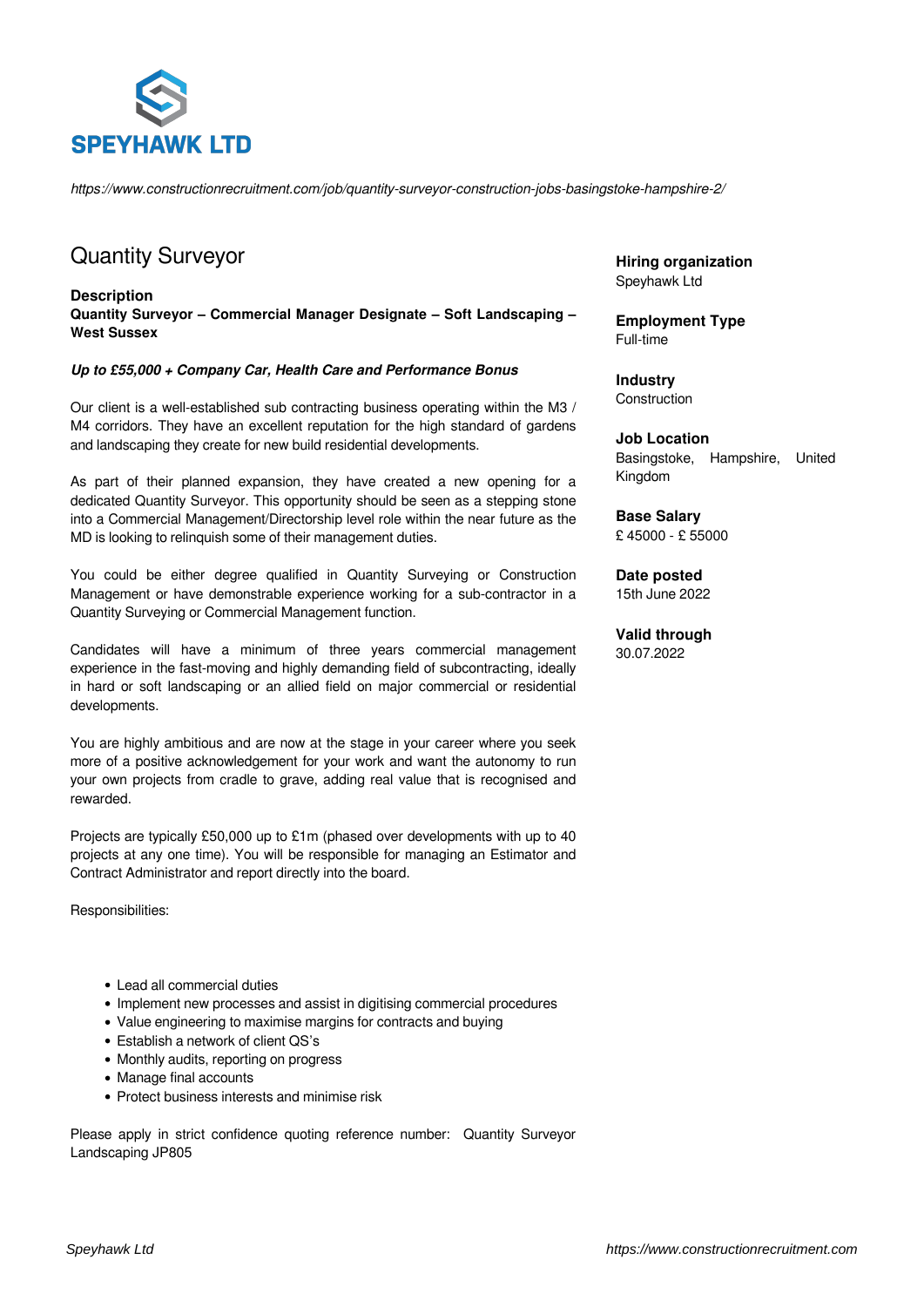SPEYHAWK LTD

*https://www.constructionrecruitment.com/job/quantity-surveyor-construction-jobs-basingstoke-hampshire-2/*

# Quantity Surveyor

### Description

**Quantity Surveyor – Commercial Manager Designate – Soft Landscaping – West Sussex**

***Up to £55,000 + Company Car, Health Care and Performance Bonus***

Our client is a well-established sub contracting business operating within the M3 / M4 corridors. They have an excellent reputation for the high standard of gardens and landscaping they create for new build residential developments.

As part of their planned expansion, they have created a new opening for a dedicated Quantity Surveyor. This opportunity should be seen as a stepping stone into a Commercial Management/Directorship level role within the near future as the MD is looking to relinquish some of their management duties.

You could be either degree qualified in Quantity Surveying or Construction Management or have demonstrable experience working for a sub-contractor in a Quantity Surveying or Commercial Management function.

Candidates will have a minimum of three years commercial management experience in the fast-moving and highly demanding field of subcontracting, ideally in hard or soft landscaping or an allied field on major commercial or residential developments.

You are highly ambitious and are now at the stage in your career where you seek more of a positive acknowledgement for your work and want the autonomy to run your own projects from cradle to grave, adding real value that is recognised and rewarded.

Projects are typically £50,000 up to £1m (phased over developments with up to 40 projects at any one time). You will be responsible for managing an Estimator and Contract Administrator and report directly into the board.

Responsibilities:

- Lead all commercial duties
- Implement new processes and assist in digitising commercial procedures
- Value engineering to maximise margins for contracts and buying
- Establish a network of client QS's
- Monthly audits, reporting on progress
- Manage final accounts
- Protect business interests and minimise risk

Please apply in strict confidence quoting reference number: Quantity Surveyor Landscaping JP805

**Hiring organization**
Speyhawk Ltd

**Employment Type**
Full-time

**Industry**
Construction

**Job Location**
Basingstoke, Hampshire, United Kingdom

**Base Salary**
£ 45000 - £ 55000

**Date posted**
15th June 2022

**Valid through**
30.07.2022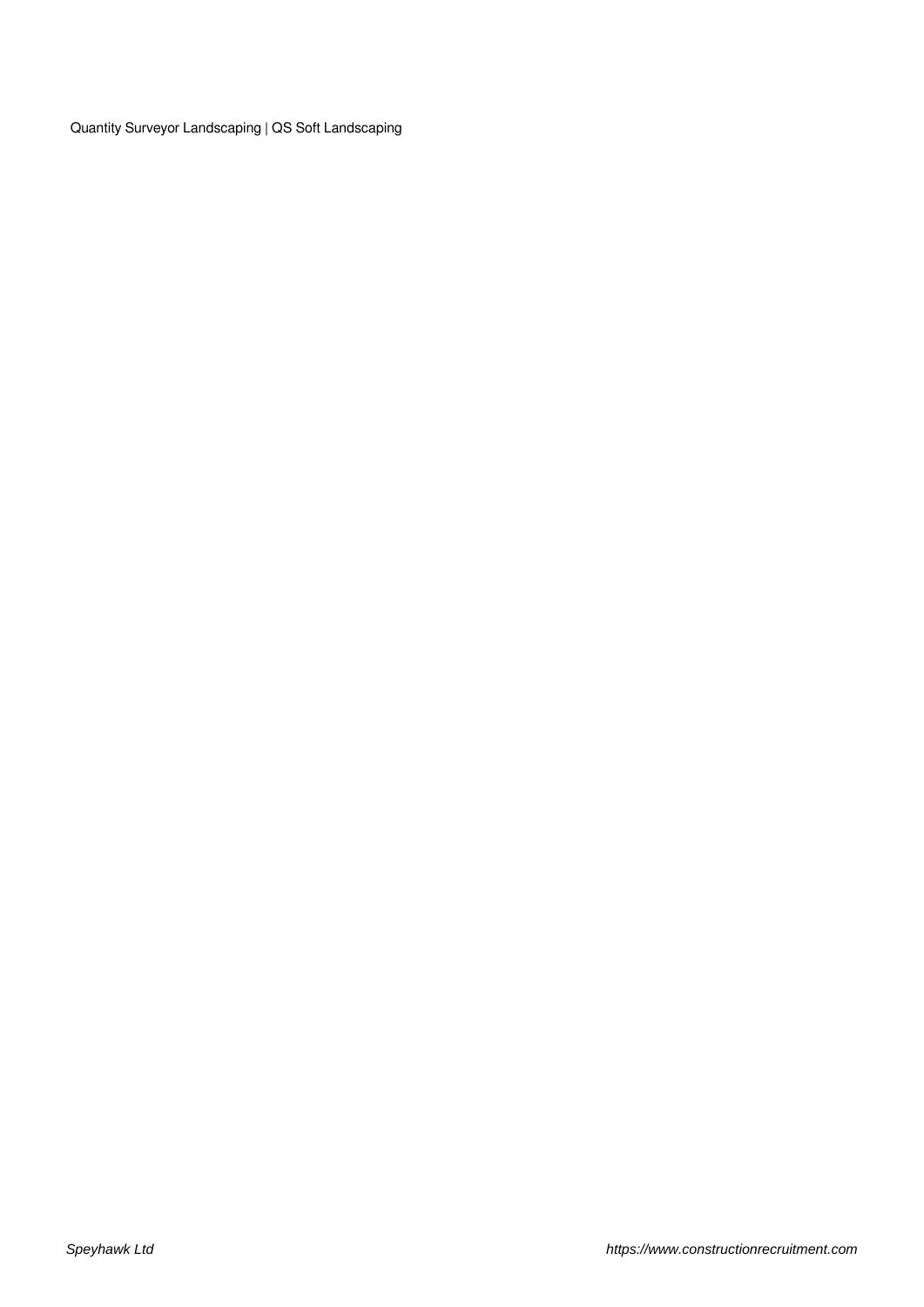Quantity Surveyor Landscaping | QS Soft Landscaping